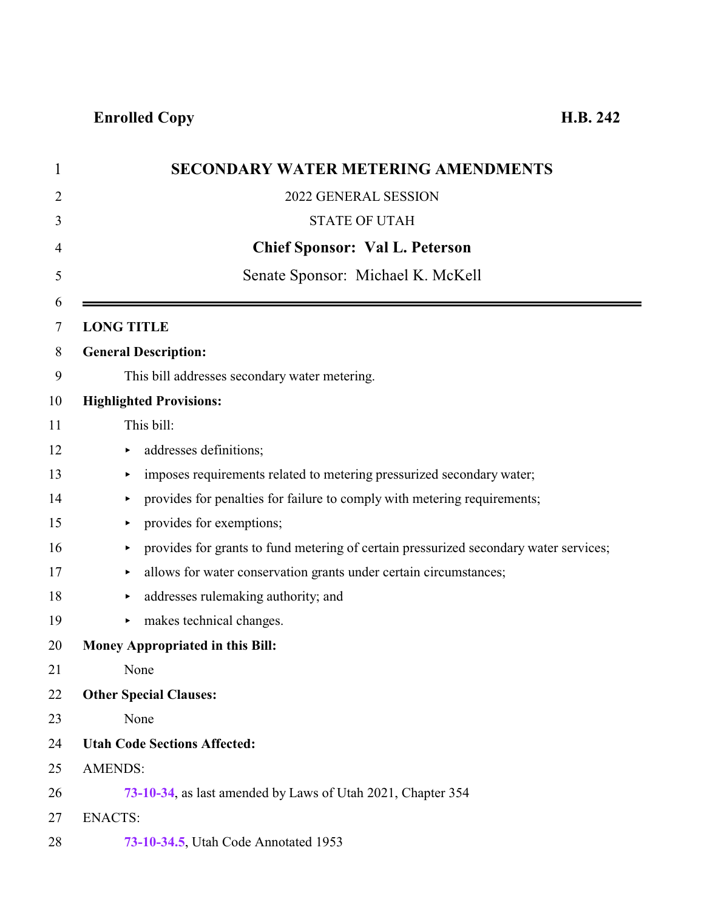**Enrolled Copy** **H.B. 242**

# SECONDARY WATER METERING AMENDMENTS

2022 GENERAL SESSION

STATE OF UTAH

**Chief Sponsor: Val L. Peterson**

Senate Sponsor: Michael K. McKell

---

**LONG TITLE**

**General Description:**

This bill addresses secondary water metering.

**Highlighted Provisions:**

This bill:

- addresses definitions;
- imposes requirements related to metering pressurized secondary water;
- provides for penalties for failure to comply with metering requirements;
- provides for exemptions;
- provides for grants to fund metering of certain pressurized secondary water services;
- allows for water conservation grants under certain circumstances;
- addresses rulemaking authority; and
- makes technical changes.

**Money Appropriated in this Bill:**

None

**Other Special Clauses:**

None

**Utah Code Sections Affected:**

AMENDS:

**73-10-34**, as last amended by Laws of Utah 2021, Chapter 354

ENACTS:

**73-10-34.5**, Utah Code Annotated 1953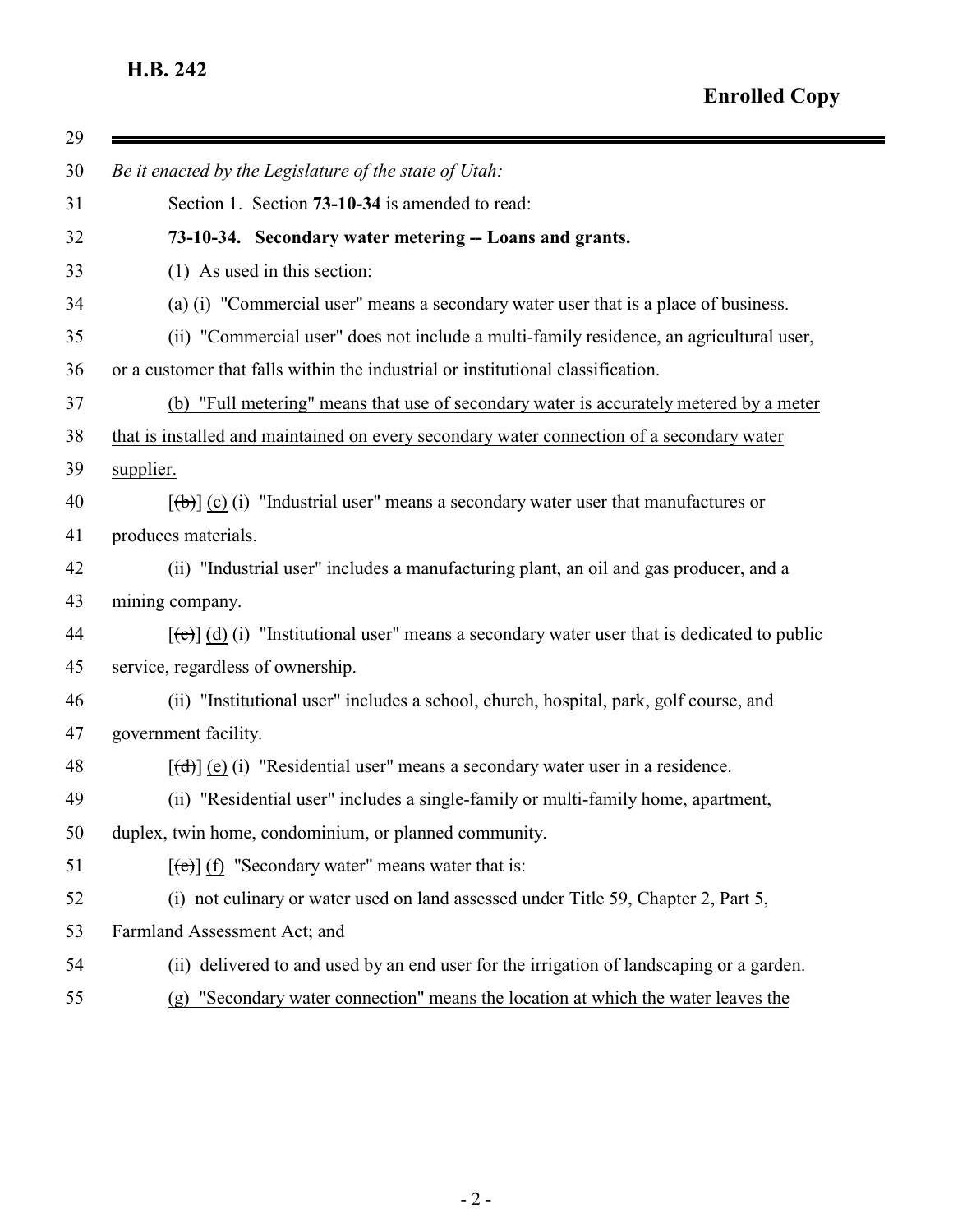*Be it enacted by the Legislature of the state of Utah:*

Section 1. Section **73-10-34** is amended to read:

**73-10-34. Secondary water metering -- Loans and grants.**

(1) As used in this section:

(a) (i) "Commercial user" means a secondary water user that is a place of business.

(ii) "Commercial user" does not include a multi-family residence, an agricultural user, or a customer that falls within the industrial or institutional classification.

(b) "Full metering" means that use of secondary water is accurately metered by a meter that is installed and maintained on every secondary water connection of a secondary water supplier.

[~~(b)~~] (c) (i) "Industrial user" means a secondary water user that manufactures or produces materials.

(ii) "Industrial user" includes a manufacturing plant, an oil and gas producer, and a mining company.

[~~(c)~~] (d) (i) "Institutional user" means a secondary water user that is dedicated to public service, regardless of ownership.

(ii) "Institutional user" includes a school, church, hospital, park, golf course, and government facility.

[~~(d)~~] (e) (i) "Residential user" means a secondary water user in a residence.

(ii) "Residential user" includes a single-family or multi-family home, apartment, duplex, twin home, condominium, or planned community.

[~~(e)~~] (f) "Secondary water" means water that is:

(i) not culinary or water used on land assessed under Title 59, Chapter 2, Part 5, Farmland Assessment Act; and

(ii) delivered to and used by an end user for the irrigation of landscaping or a garden.

(g) "Secondary water connection" means the location at which the water leaves the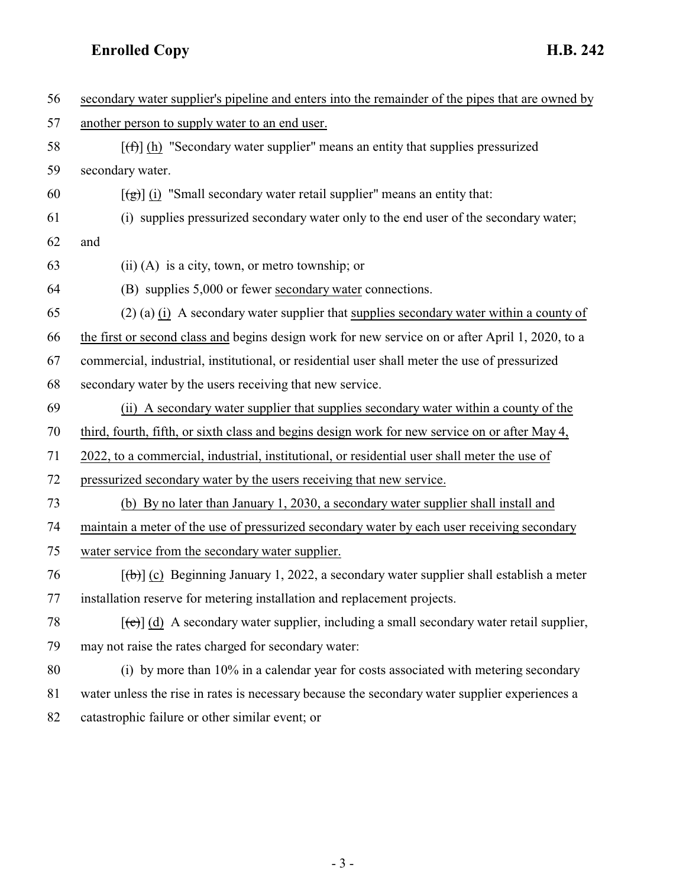56 secondary water supplier's pipeline and enters into the remainder of the pipes that are owned by
57 another person to supply water to an end user.

58 [(f)] (h) "Secondary water supplier" means an entity that supplies pressurized
59 secondary water.

60 [(g)] (i) "Small secondary water retail supplier" means an entity that:

61 (i) supplies pressurized secondary water only to the end user of the secondary water;
62 and

63 (ii) (A) is a city, town, or metro township; or

64 (B) supplies 5,000 or fewer secondary water connections.

65 (2) (a) (i) A secondary water supplier that supplies secondary water within a county of
66 the first or second class and begins design work for new service on or after April 1, 2020, to a
67 commercial, industrial, institutional, or residential user shall meter the use of pressurized
68 secondary water by the users receiving that new service.

69 (ii) A secondary water supplier that supplies secondary water within a county of the
70 third, fourth, fifth, or sixth class and begins design work for new service on or after May 4,
71 2022, to a commercial, industrial, institutional, or residential user shall meter the use of
72 pressurized secondary water by the users receiving that new service.

73 (b) By no later than January 1, 2030, a secondary water supplier shall install and
74 maintain a meter of the use of pressurized secondary water by each user receiving secondary
75 water service from the secondary water supplier.

76 [(b)] (c) Beginning January 1, 2022, a secondary water supplier shall establish a meter
77 installation reserve for metering installation and replacement projects.

78 [(c)] (d) A secondary water supplier, including a small secondary water retail supplier,
79 may not raise the rates charged for secondary water:

80 (i) by more than 10% in a calendar year for costs associated with metering secondary
81 water unless the rise in rates is necessary because the secondary water supplier experiences a
82 catastrophic failure or other similar event; or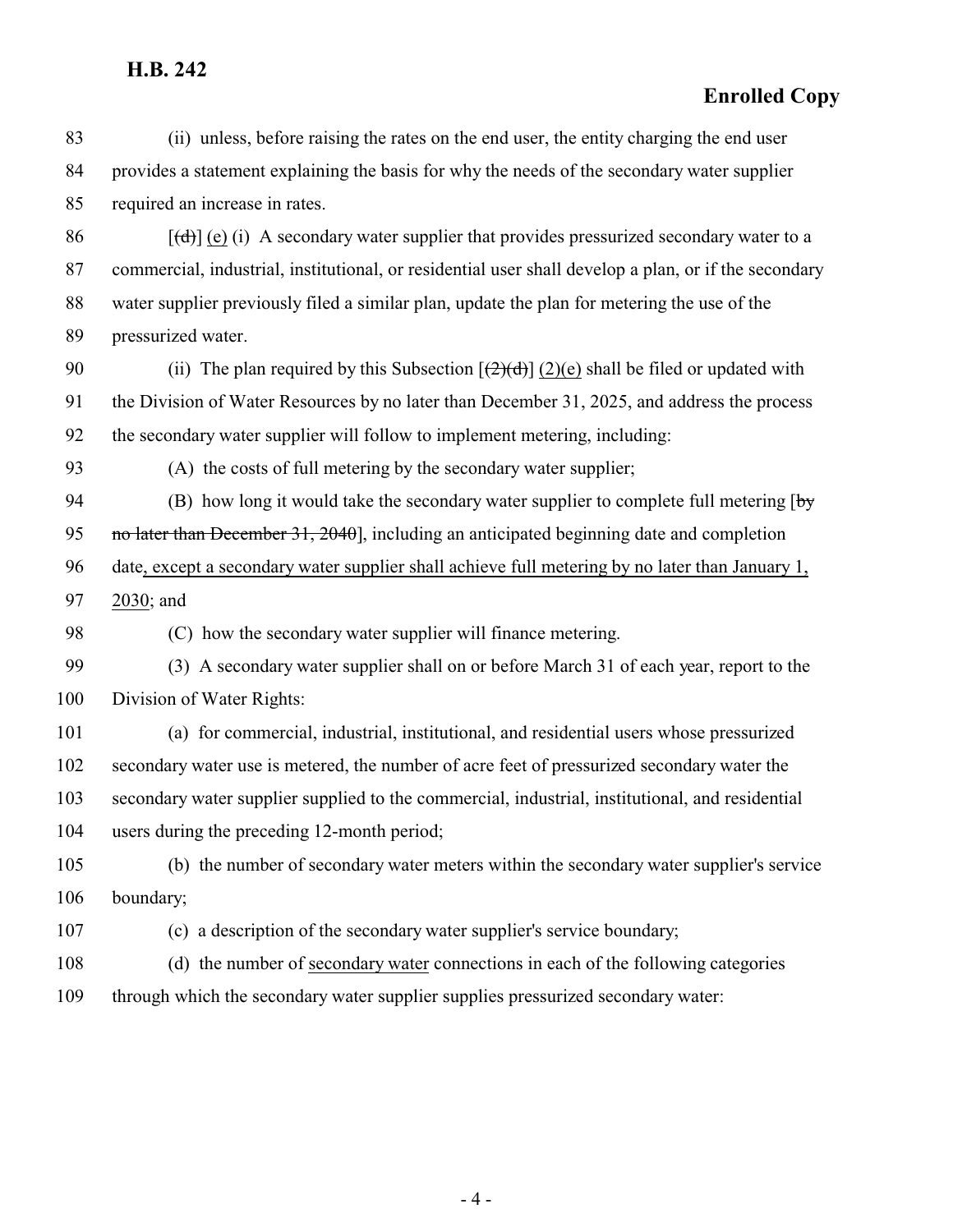(ii) unless, before raising the rates on the end user, the entity charging the end user provides a statement explaining the basis for why the needs of the secondary water supplier required an increase in rates.

[~~(d)~~] <u>(e)</u> (i) A secondary water supplier that provides pressurized secondary water to a commercial, industrial, institutional, or residential user shall develop a plan, or if the secondary water supplier previously filed a similar plan, update the plan for metering the use of the pressurized water.

(ii) The plan required by this Subsection [~~(2)(d)~~] <u>(2)(e)</u> shall be filed or updated with the Division of Water Resources by no later than December 31, 2025, and address the process the secondary water supplier will follow to implement metering, including:

(A) the costs of full metering by the secondary water supplier;

(B) how long it would take the secondary water supplier to complete full metering [~~by no later than December 31, 2040~~], including an anticipated beginning date and completion date<u>, except a secondary water supplier shall achieve full metering by no later than January 1, 2030</u>; and

(C) how the secondary water supplier will finance metering.

(3) A secondary water supplier shall on or before March 31 of each year, report to the Division of Water Rights:

(a) for commercial, industrial, institutional, and residential users whose pressurized secondary water use is metered, the number of acre feet of pressurized secondary water the secondary water supplier supplied to the commercial, industrial, institutional, and residential users during the preceding 12-month period;

(b) the number of secondary water meters within the secondary water supplier's service boundary;

(c) a description of the secondary water supplier's service boundary;

(d) the number of <u>secondary water</u> connections in each of the following categories through which the secondary water supplier supplies pressurized secondary water: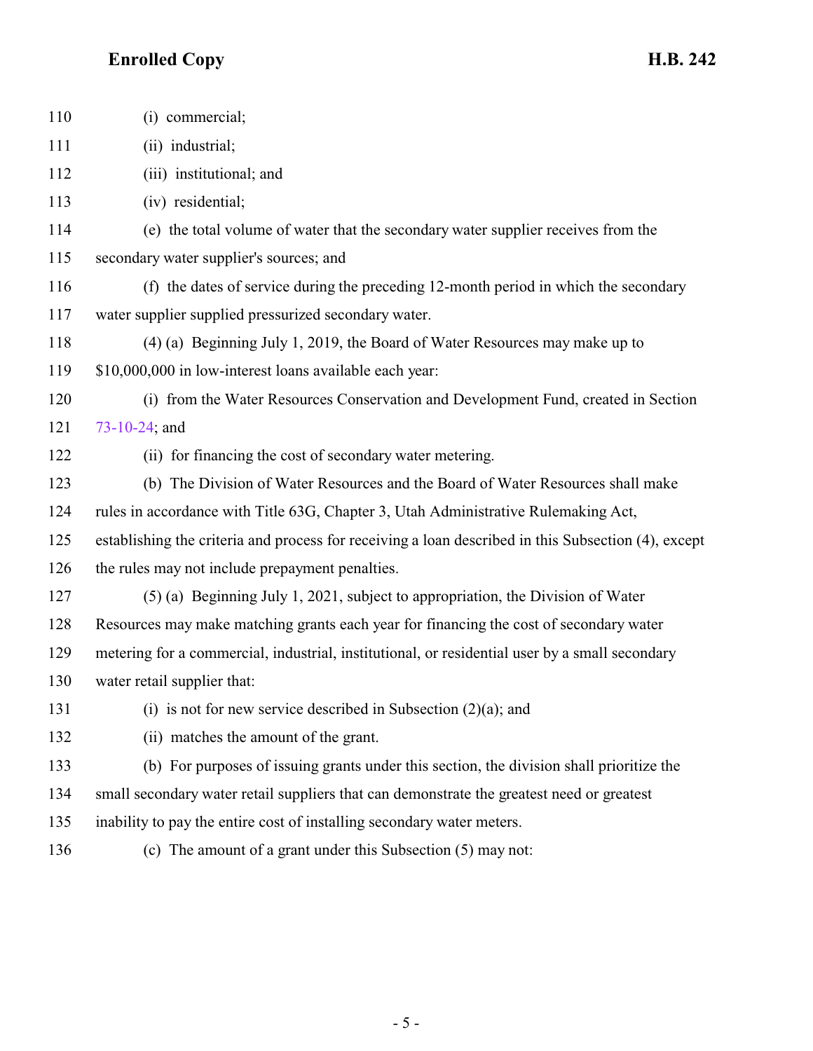(i) commercial;

(ii) industrial;

(iii) institutional; and

(iv) residential;

(e) the total volume of water that the secondary water supplier receives from the secondary water supplier's sources; and

(f) the dates of service during the preceding 12-month period in which the secondary water supplier supplied pressurized secondary water.

(4) (a) Beginning July 1, 2019, the Board of Water Resources may make up to $10,000,000 in low-interest loans available each year:

(i) from the Water Resources Conservation and Development Fund, created in Section 73-10-24; and

(ii) for financing the cost of secondary water metering.

(b) The Division of Water Resources and the Board of Water Resources shall make rules in accordance with Title 63G, Chapter 3, Utah Administrative Rulemaking Act, establishing the criteria and process for receiving a loan described in this Subsection (4), except the rules may not include prepayment penalties.

(5) (a) Beginning July 1, 2021, subject to appropriation, the Division of Water Resources may make matching grants each year for financing the cost of secondary water metering for a commercial, industrial, institutional, or residential user by a small secondary water retail supplier that:

(i) is not for new service described in Subsection (2)(a); and

(ii) matches the amount of the grant.

(b) For purposes of issuing grants under this section, the division shall prioritize the small secondary water retail suppliers that can demonstrate the greatest need or greatest inability to pay the entire cost of installing secondary water meters.

(c) The amount of a grant under this Subsection (5) may not: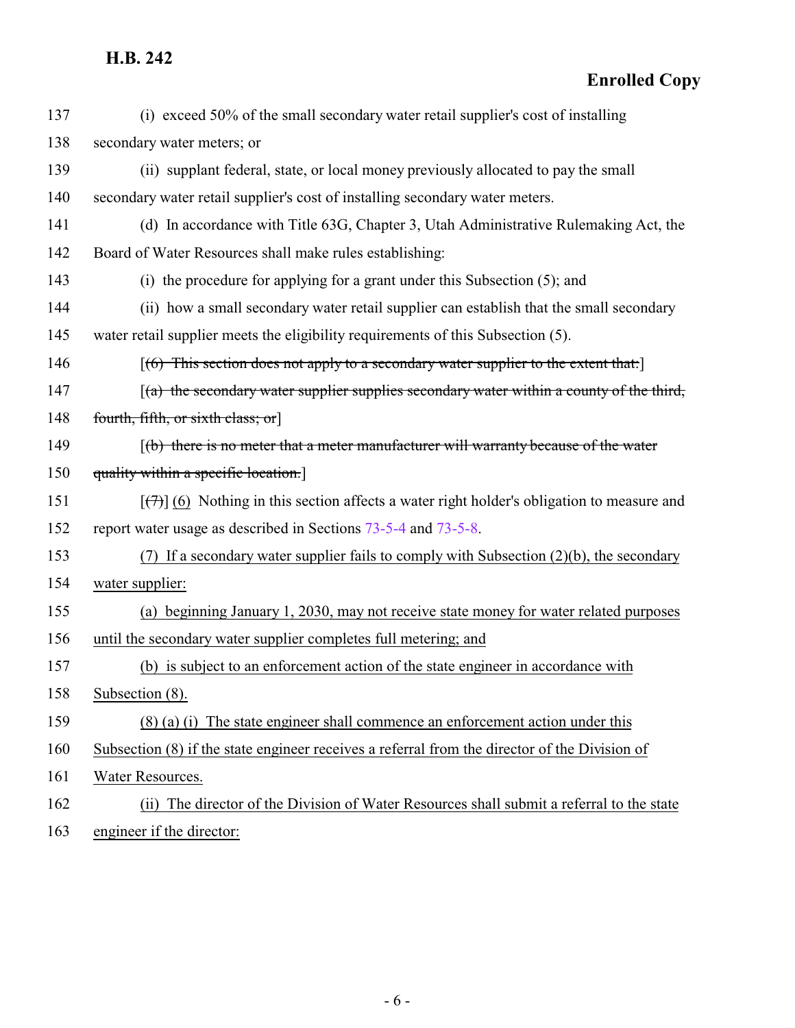137 (i) exceed 50% of the small secondary water retail supplier's cost of installing
138 secondary water meters; or
139 (ii) supplant federal, state, or local money previously allocated to pay the small
140 secondary water retail supplier's cost of installing secondary water meters.
141 (d) In accordance with Title 63G, Chapter 3, Utah Administrative Rulemaking Act, the
142 Board of Water Resources shall make rules establishing:
143 (i) the procedure for applying for a grant under this Subsection (5); and
144 (ii) how a small secondary water retail supplier can establish that the small secondary
145 water retail supplier meets the eligibility requirements of this Subsection (5).
146 [~~(6) This section does not apply to a secondary water supplier to the extent that:~~]
147 [~~(a) the secondary water supplier supplies secondary water within a county of the third,~~
148 ~~fourth, fifth, or sixth class; or~~]
149 [~~(b) there is no meter that a meter manufacturer will warranty because of the water~~
150 ~~quality within a specific location.~~]
151 [~~(7)~~] <u>(6)</u> Nothing in this section affects a water right holder's obligation to measure and
152 report water usage as described in Sections 73-5-4 and 73-5-8.
153 <u>(7) If a secondary water supplier fails to comply with Subsection (2)(b), the secondary</u>
154 <u>water supplier:</u>
155 <u>(a) beginning January 1, 2030, may not receive state money for water related purposes</u>
156 <u>until the secondary water supplier completes full metering; and</u>
157 <u>(b) is subject to an enforcement action of the state engineer in accordance with</u>
158 <u>Subsection (8).</u>
159 <u>(8) (a) (i) The state engineer shall commence an enforcement action under this</u>
160 <u>Subsection (8) if the state engineer receives a referral from the director of the Division of</u>
161 <u>Water Resources.</u>
162 <u>(ii) The director of the Division of Water Resources shall submit a referral to the state</u>
163 <u>engineer if the director:</u>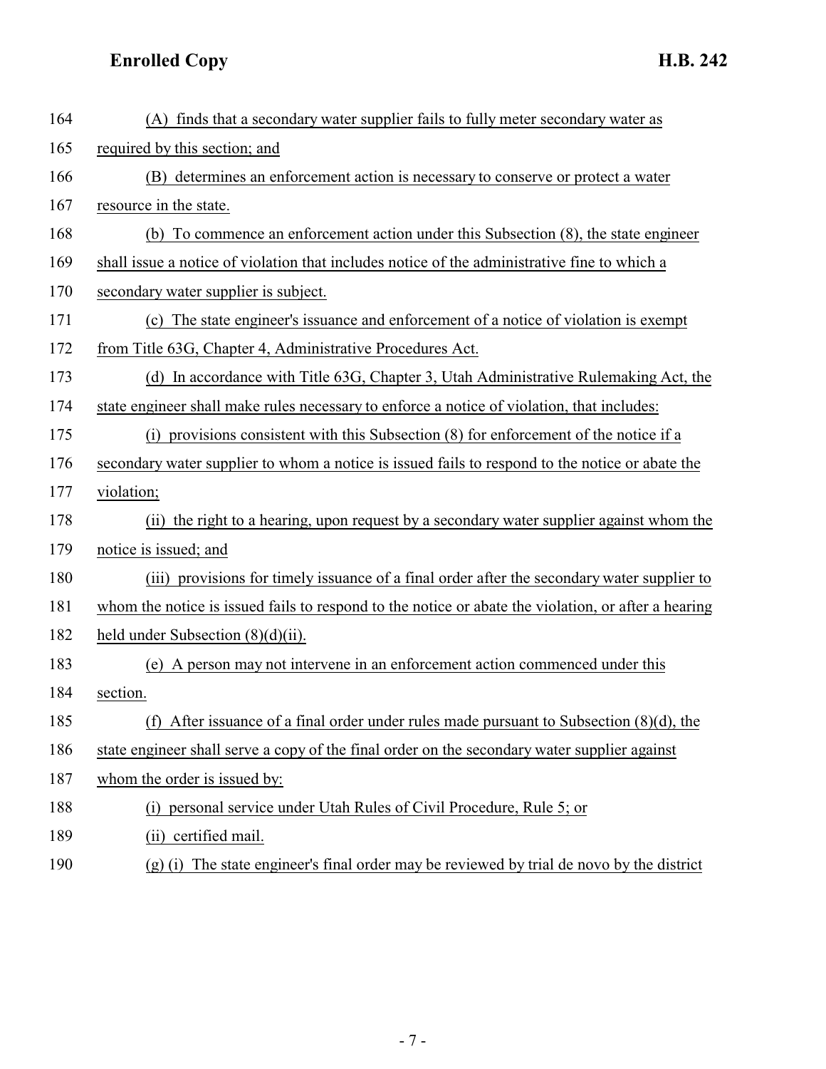(A) finds that a secondary water supplier fails to fully meter secondary water as required by this section; and

(B) determines an enforcement action is necessary to conserve or protect a water resource in the state.

(b) To commence an enforcement action under this Subsection (8), the state engineer shall issue a notice of violation that includes notice of the administrative fine to which a secondary water supplier is subject.

(c) The state engineer's issuance and enforcement of a notice of violation is exempt from Title 63G, Chapter 4, Administrative Procedures Act.

(d) In accordance with Title 63G, Chapter 3, Utah Administrative Rulemaking Act, the state engineer shall make rules necessary to enforce a notice of violation, that includes:

(i) provisions consistent with this Subsection (8) for enforcement of the notice if a secondary water supplier to whom a notice is issued fails to respond to the notice or abate the violation;

(ii) the right to a hearing, upon request by a secondary water supplier against whom the notice is issued; and

(iii) provisions for timely issuance of a final order after the secondary water supplier to whom the notice is issued fails to respond to the notice or abate the violation, or after a hearing held under Subsection (8)(d)(ii).

(e) A person may not intervene in an enforcement action commenced under this section.

(f) After issuance of a final order under rules made pursuant to Subsection (8)(d), the state engineer shall serve a copy of the final order on the secondary water supplier against whom the order is issued by:

(i) personal service under Utah Rules of Civil Procedure, Rule 5; or

(ii) certified mail.

(g) (i) The state engineer's final order may be reviewed by trial de novo by the district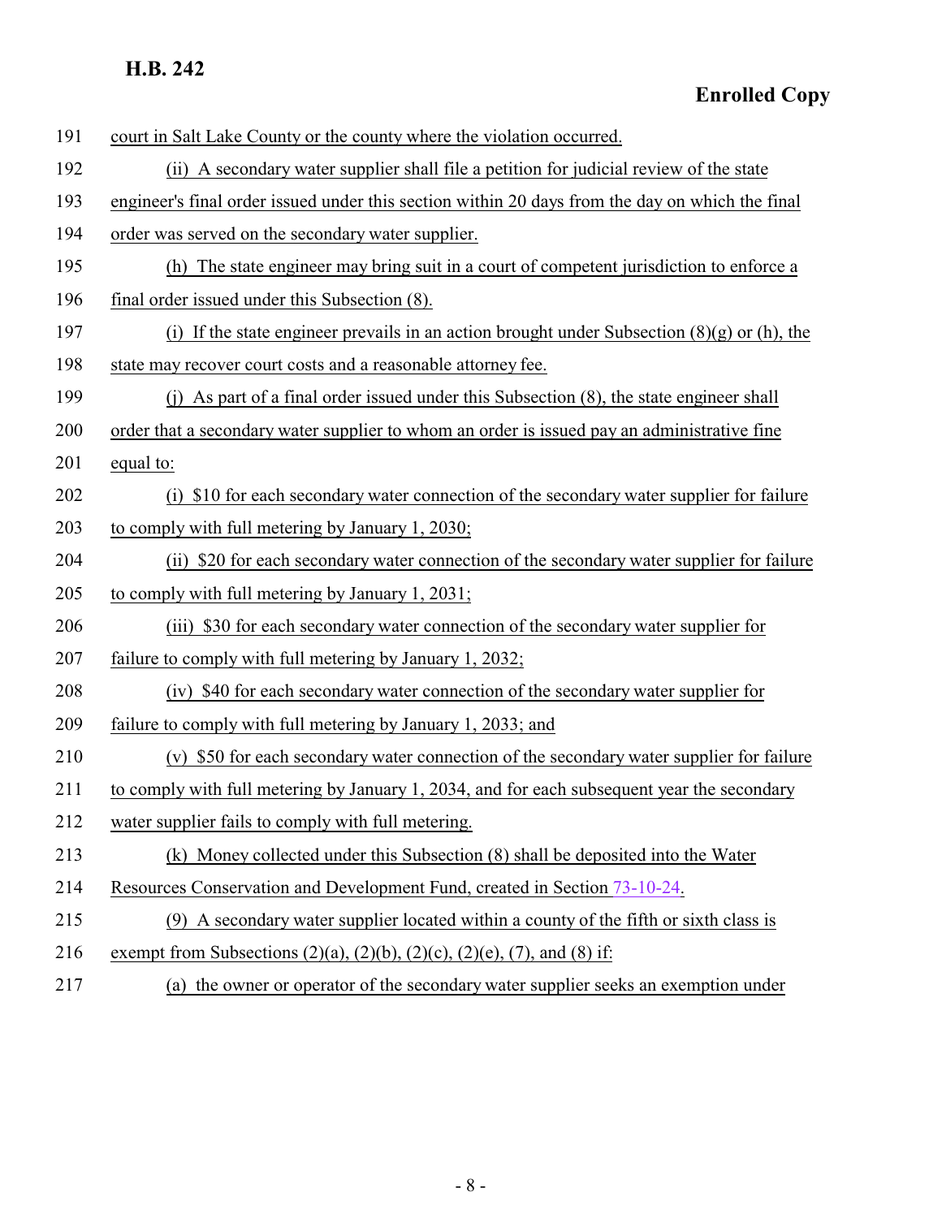court in Salt Lake County or the county where the violation occurred.

(ii) A secondary water supplier shall file a petition for judicial review of the state engineer's final order issued under this section within 20 days from the day on which the final order was served on the secondary water supplier.

(h) The state engineer may bring suit in a court of competent jurisdiction to enforce a final order issued under this Subsection (8).

(i) If the state engineer prevails in an action brought under Subsection (8)(g) or (h), the state may recover court costs and a reasonable attorney fee.

(j) As part of a final order issued under this Subsection (8), the state engineer shall order that a secondary water supplier to whom an order is issued pay an administrative fine equal to:

(i) $10 for each secondary water connection of the secondary water supplier for failure to comply with full metering by January 1, 2030;

(ii) $20 for each secondary water connection of the secondary water supplier for failure to comply with full metering by January 1, 2031;

(iii) $30 for each secondary water connection of the secondary water supplier for failure to comply with full metering by January 1, 2032;

(iv) $40 for each secondary water connection of the secondary water supplier for failure to comply with full metering by January 1, 2033; and

(v) $50 for each secondary water connection of the secondary water supplier for failure to comply with full metering by January 1, 2034, and for each subsequent year the secondary water supplier fails to comply with full metering.

(k) Money collected under this Subsection (8) shall be deposited into the Water Resources Conservation and Development Fund, created in Section 73-10-24.

(9) A secondary water supplier located within a county of the fifth or sixth class is exempt from Subsections (2)(a), (2)(b), (2)(c), (2)(e), (7), and (8) if:

(a) the owner or operator of the secondary water supplier seeks an exemption under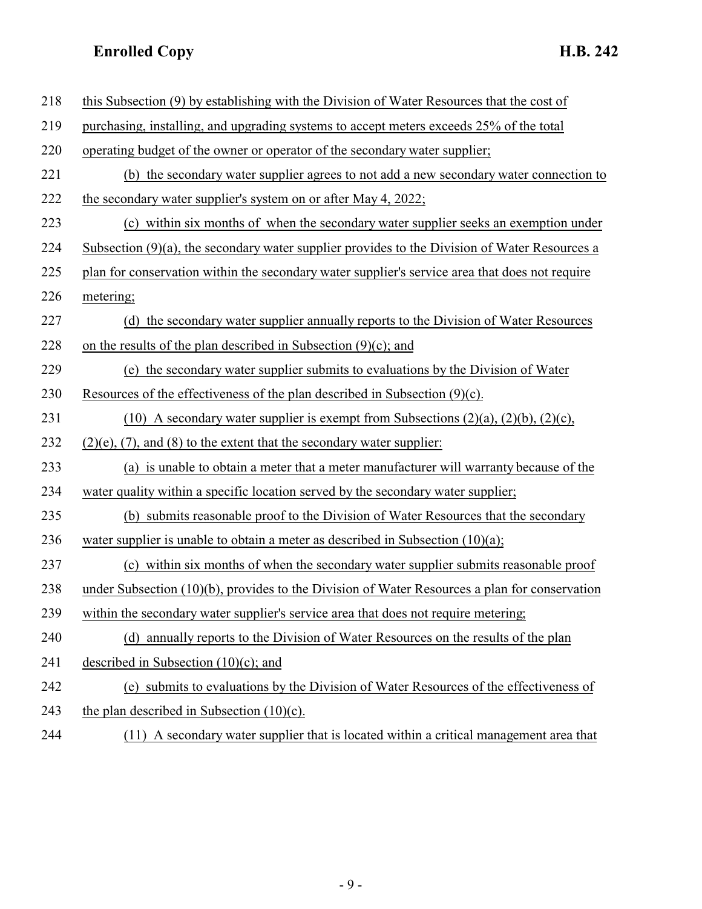this Subsection (9) by establishing with the Division of Water Resources that the cost of purchasing, installing, and upgrading systems to accept meters exceeds 25% of the total operating budget of the owner or operator of the secondary water supplier;

(b) the secondary water supplier agrees to not add a new secondary water connection to the secondary water supplier's system on or after May 4, 2022;

(c) within six months of when the secondary water supplier seeks an exemption under Subsection (9)(a), the secondary water supplier provides to the Division of Water Resources a plan for conservation within the secondary water supplier's service area that does not require metering;

(d) the secondary water supplier annually reports to the Division of Water Resources on the results of the plan described in Subsection (9)(c); and

(e) the secondary water supplier submits to evaluations by the Division of Water Resources of the effectiveness of the plan described in Subsection (9)(c).

(10) A secondary water supplier is exempt from Subsections (2)(a), (2)(b), (2)(c), (2)(e), (7), and (8) to the extent that the secondary water supplier:

(a) is unable to obtain a meter that a meter manufacturer will warranty because of the water quality within a specific location served by the secondary water supplier;

(b) submits reasonable proof to the Division of Water Resources that the secondary water supplier is unable to obtain a meter as described in Subsection (10)(a);

(c) within six months of when the secondary water supplier submits reasonable proof under Subsection (10)(b), provides to the Division of Water Resources a plan for conservation within the secondary water supplier's service area that does not require metering;

(d) annually reports to the Division of Water Resources on the results of the plan described in Subsection (10)(c); and

(e) submits to evaluations by the Division of Water Resources of the effectiveness of the plan described in Subsection (10)(c).

(11) A secondary water supplier that is located within a critical management area that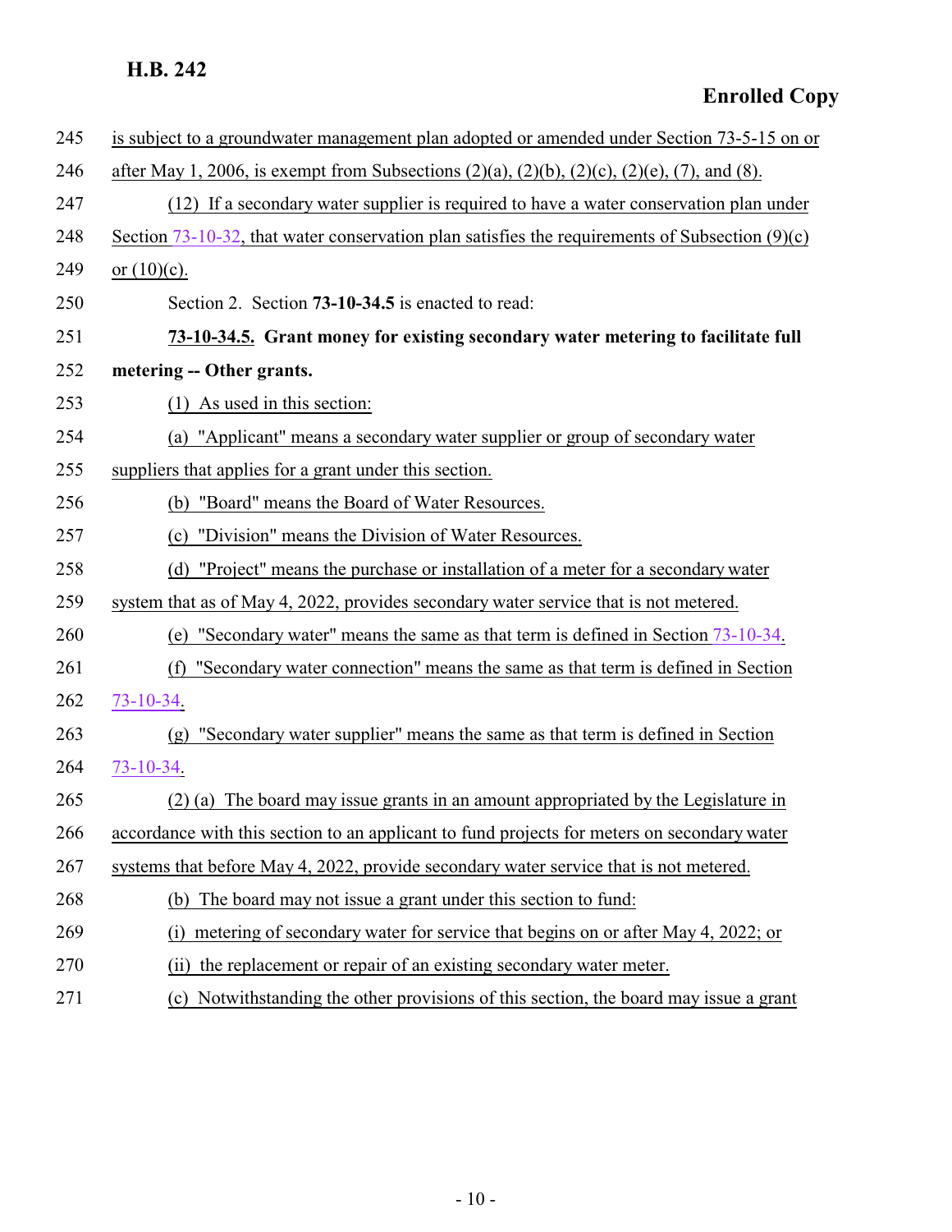is subject to a groundwater management plan adopted or amended under Section 73-5-15 on or after May 1, 2006, is exempt from Subsections (2)(a), (2)(b), (2)(c), (2)(e), (7), and (8).

(12) If a secondary water supplier is required to have a water conservation plan under Section 73-10-32, that water conservation plan satisfies the requirements of Subsection (9)(c) or (10)(c).

Section 2. Section **73-10-34.5** is enacted to read:

**73-10-34.5. Grant money for existing secondary water metering to facilitate full metering -- Other grants.**

(1) As used in this section:

(a) "Applicant" means a secondary water supplier or group of secondary water suppliers that applies for a grant under this section.

(b) "Board" means the Board of Water Resources.

(c) "Division" means the Division of Water Resources.

(d) "Project" means the purchase or installation of a meter for a secondary water system that as of May 4, 2022, provides secondary water service that is not metered.

(e) "Secondary water" means the same as that term is defined in Section 73-10-34.

(f) "Secondary water connection" means the same as that term is defined in Section 73-10-34.

(g) "Secondary water supplier" means the same as that term is defined in Section 73-10-34.

(2) (a) The board may issue grants in an amount appropriated by the Legislature in accordance with this section to an applicant to fund projects for meters on secondary water systems that before May 4, 2022, provide secondary water service that is not metered.

(b) The board may not issue a grant under this section to fund:

(i) metering of secondary water for service that begins on or after May 4, 2022; or

(ii) the replacement or repair of an existing secondary water meter.

(c) Notwithstanding the other provisions of this section, the board may issue a grant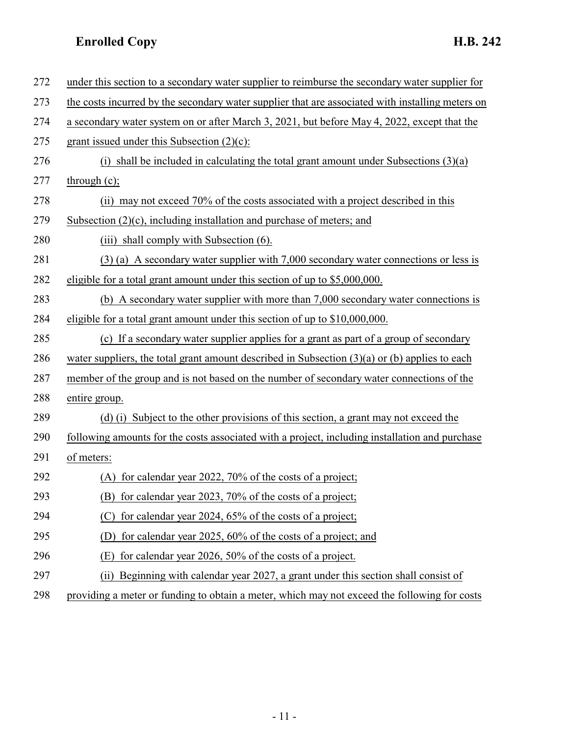under this section to a secondary water supplier to reimburse the secondary water supplier for the costs incurred by the secondary water supplier that are associated with installing meters on a secondary water system on or after March 3, 2021, but before May 4, 2022, except that the grant issued under this Subsection (2)(c):

(i) shall be included in calculating the total grant amount under Subsections (3)(a) through (c);

(ii) may not exceed 70% of the costs associated with a project described in this Subsection (2)(c), including installation and purchase of meters; and

(iii) shall comply with Subsection (6).

(3) (a) A secondary water supplier with 7,000 secondary water connections or less is eligible for a total grant amount under this section of up to $5,000,000.

(b) A secondary water supplier with more than 7,000 secondary water connections is eligible for a total grant amount under this section of up to $10,000,000.

(c) If a secondary water supplier applies for a grant as part of a group of secondary water suppliers, the total grant amount described in Subsection (3)(a) or (b) applies to each member of the group and is not based on the number of secondary water connections of the entire group.

(d) (i) Subject to the other provisions of this section, a grant may not exceed the following amounts for the costs associated with a project, including installation and purchase of meters:

(A) for calendar year 2022, 70% of the costs of a project;

(B) for calendar year 2023, 70% of the costs of a project;

(C) for calendar year 2024, 65% of the costs of a project;

(D) for calendar year 2025, 60% of the costs of a project; and

(E) for calendar year 2026, 50% of the costs of a project.

(ii) Beginning with calendar year 2027, a grant under this section shall consist of providing a meter or funding to obtain a meter, which may not exceed the following for costs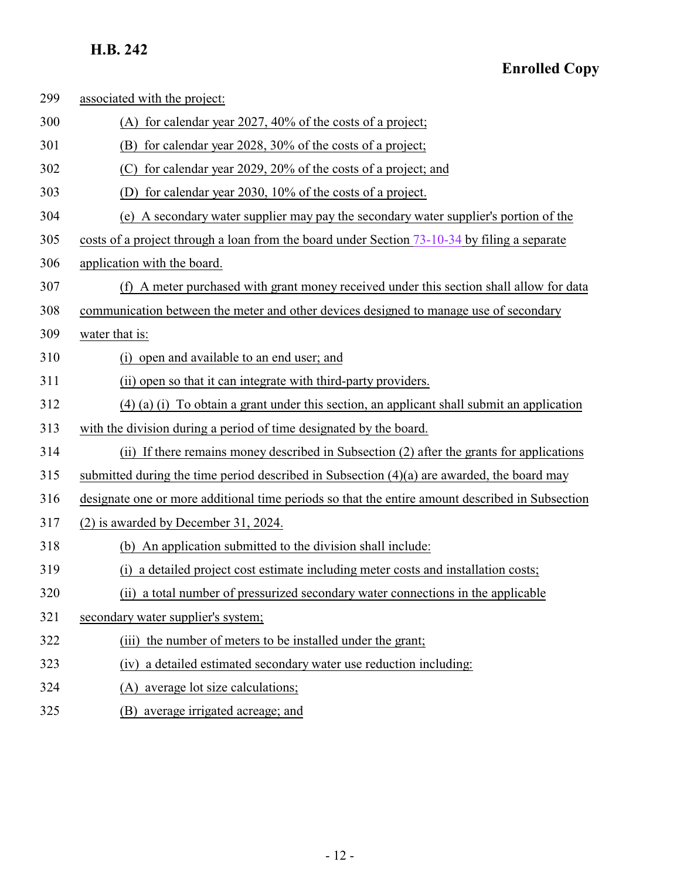associated with the project:

(A) for calendar year 2027, 40% of the costs of a project;

(B) for calendar year 2028, 30% of the costs of a project;

(C) for calendar year 2029, 20% of the costs of a project; and

(D) for calendar year 2030, 10% of the costs of a project.

(e) A secondary water supplier may pay the secondary water supplier's portion of the costs of a project through a loan from the board under Section 73-10-34 by filing a separate application with the board.

(f) A meter purchased with grant money received under this section shall allow for data communication between the meter and other devices designed to manage use of secondary water that is:

(i) open and available to an end user; and

(ii) open so that it can integrate with third-party providers.

(4) (a) (i) To obtain a grant under this section, an applicant shall submit an application with the division during a period of time designated by the board.

(ii) If there remains money described in Subsection (2) after the grants for applications submitted during the time period described in Subsection (4)(a) are awarded, the board may designate one or more additional time periods so that the entire amount described in Subsection (2) is awarded by December 31, 2024.

(b) An application submitted to the division shall include:

(i) a detailed project cost estimate including meter costs and installation costs;

(ii) a total number of pressurized secondary water connections in the applicable secondary water supplier's system;

(iii) the number of meters to be installed under the grant;

(iv) a detailed estimated secondary water use reduction including:

(A) average lot size calculations;

(B) average irrigated acreage; and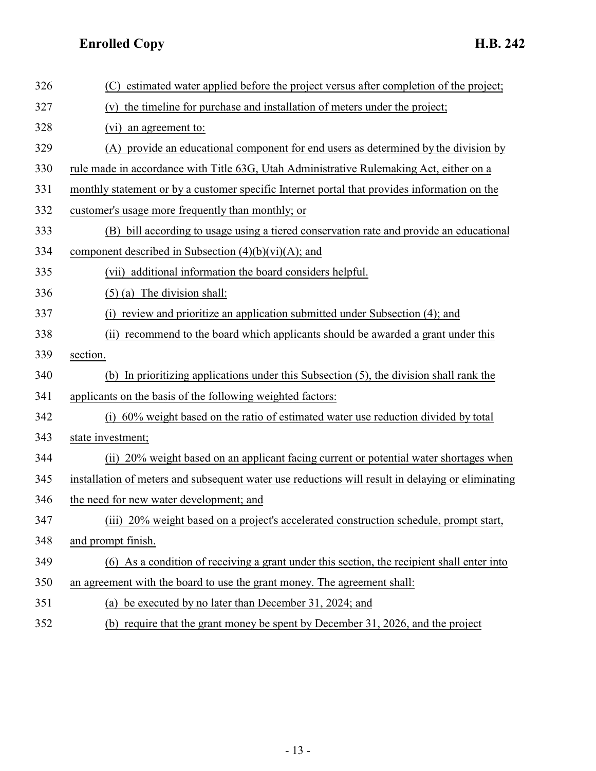(C) estimated water applied before the project versus after completion of the project;

(v) the timeline for purchase and installation of meters under the project;

(vi) an agreement to:

(A) provide an educational component for end users as determined by the division by rule made in accordance with Title 63G, Utah Administrative Rulemaking Act, either on a monthly statement or by a customer specific Internet portal that provides information on the customer's usage more frequently than monthly; or

(B) bill according to usage using a tiered conservation rate and provide an educational component described in Subsection (4)(b)(vi)(A); and

(vii) additional information the board considers helpful.

(5) (a) The division shall:

(i) review and prioritize an application submitted under Subsection (4); and

(ii) recommend to the board which applicants should be awarded a grant under this section.

(b) In prioritizing applications under this Subsection (5), the division shall rank the applicants on the basis of the following weighted factors:

(i) 60% weight based on the ratio of estimated water use reduction divided by total state investment;

(ii) 20% weight based on an applicant facing current or potential water shortages when installation of meters and subsequent water use reductions will result in delaying or eliminating the need for new water development; and

(iii) 20% weight based on a project's accelerated construction schedule, prompt start, and prompt finish.

(6) As a condition of receiving a grant under this section, the recipient shall enter into an agreement with the board to use the grant money. The agreement shall:

(a) be executed by no later than December 31, 2024; and

(b) require that the grant money be spent by December 31, 2026, and the project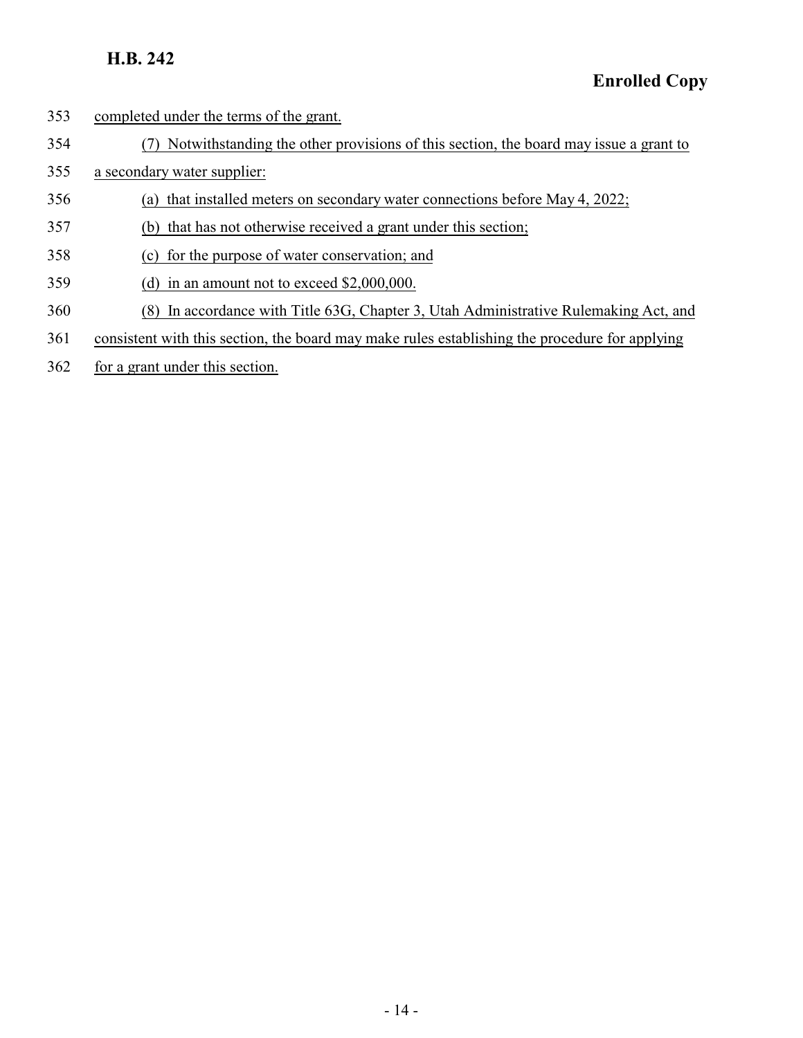completed under the terms of the grant.

(7) Notwithstanding the other provisions of this section, the board may issue a grant to a secondary water supplier:

(a) that installed meters on secondary water connections before May 4, 2022;

(b) that has not otherwise received a grant under this section;

(c) for the purpose of water conservation; and

(d) in an amount not to exceed $2,000,000.

(8) In accordance with Title 63G, Chapter 3, Utah Administrative Rulemaking Act, and consistent with this section, the board may make rules establishing the procedure for applying for a grant under this section.